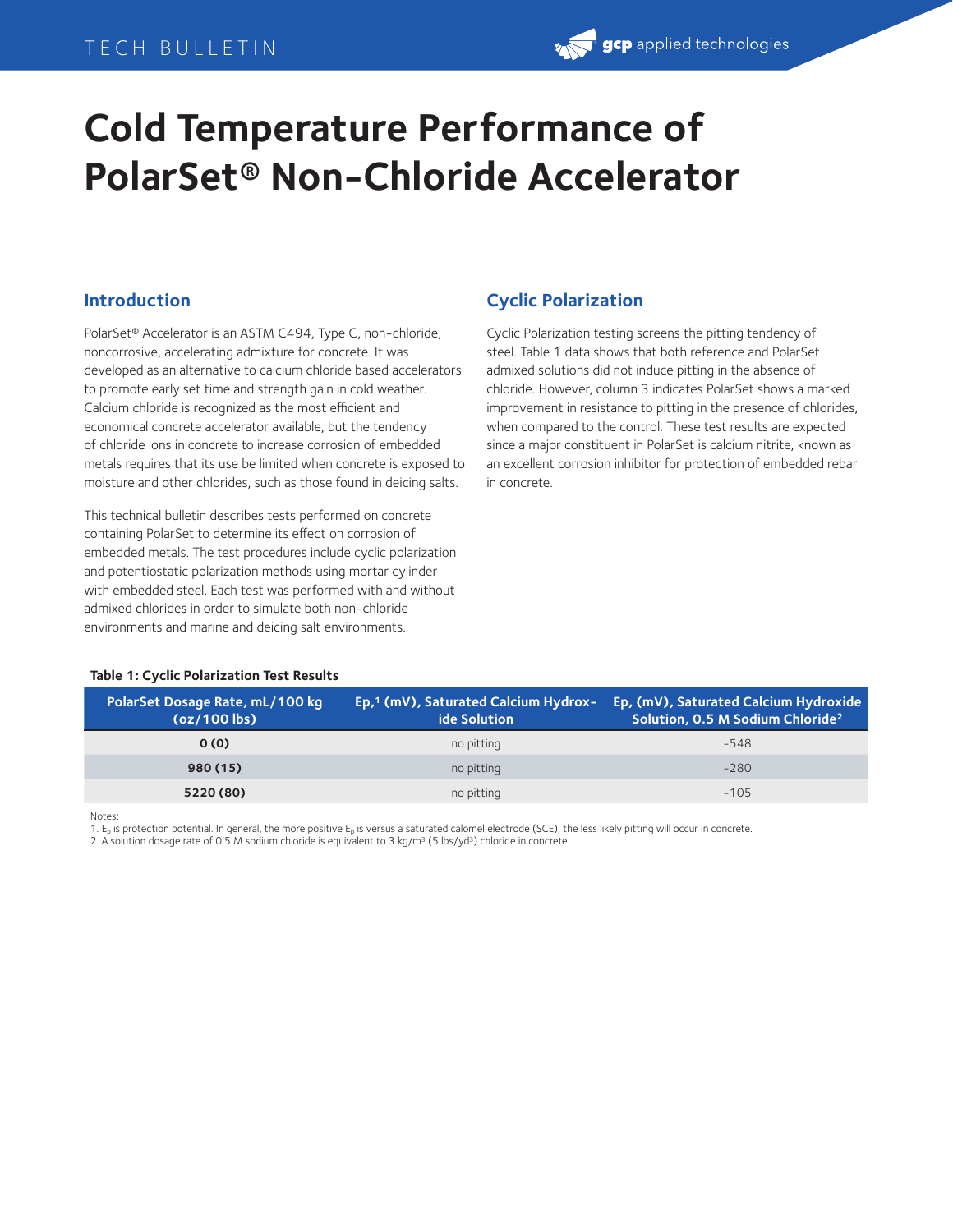# Cold Temperature Performance of PolarSet® Non-Chloride Accelerator

## Introduction

PolarSet® Accelerator is an ASTM C494, Type C, non-chloride, noncorrosive, accelerating admixture for concrete. It was developed as an alternative to calcium chloride based accelerators to promote early set time and strength gain in cold weather. Calcium chloride is recognized as the most efficient and economical concrete accelerator available, but the tendency of chloride ions in concrete to increase corrosion of embedded metals requires that its use be limited when concrete is exposed to moisture and other chlorides, such as those found in deicing salts.

This technical bulletin describes tests performed on concrete containing PolarSet to determine its effect on corrosion of embedded metals. The test procedures include cyclic polarization and potentiostatic polarization methods using mortar cylinder with embedded steel. Each test was performed with and without admixed chlorides in order to simulate both non-chloride environments and marine and deicing salt environments.

## Cyclic Polarization

Cyclic Polarization testing screens the pitting tendency of steel. Table 1 data shows that both reference and PolarSet admixed solutions did not induce pitting in the absence of chloride. However, column 3 indicates PolarSet shows a marked improvement in resistance to pitting in the presence of chlorides, when compared to the control. These test results are expected since a major constituent in PolarSet is calcium nitrite, known as an excellent corrosion inhibitor for protection of embedded rebar in concrete.

**Table 1: Cyclic Polarization Test Results**

| PolarSet Dosage Rate, mL/100 kg (oz/100 lbs) | Ep,[1] (mV), Saturated Calcium Hydroxide Solution | Ep, (mV), Saturated Calcium Hydroxide Solution, 0.5 M Sodium Chloride[2] |
|---|---|---|
| **0 (0)** | no pitting | -548 |
| **980 (15)** | no pitting | -280 |
| **5220 (80)** | no pitting | -105 |

Notes:
1. $E_p$ is protection potential. In general, the more positive $E_p$ is versus a saturated calomel electrode (SCE), the less likely pitting will occur in concrete.
2. A solution dosage rate of 0.5 M sodium chloride is equivalent to 3 kg/m³ (5 lbs/yd³) chloride in concrete.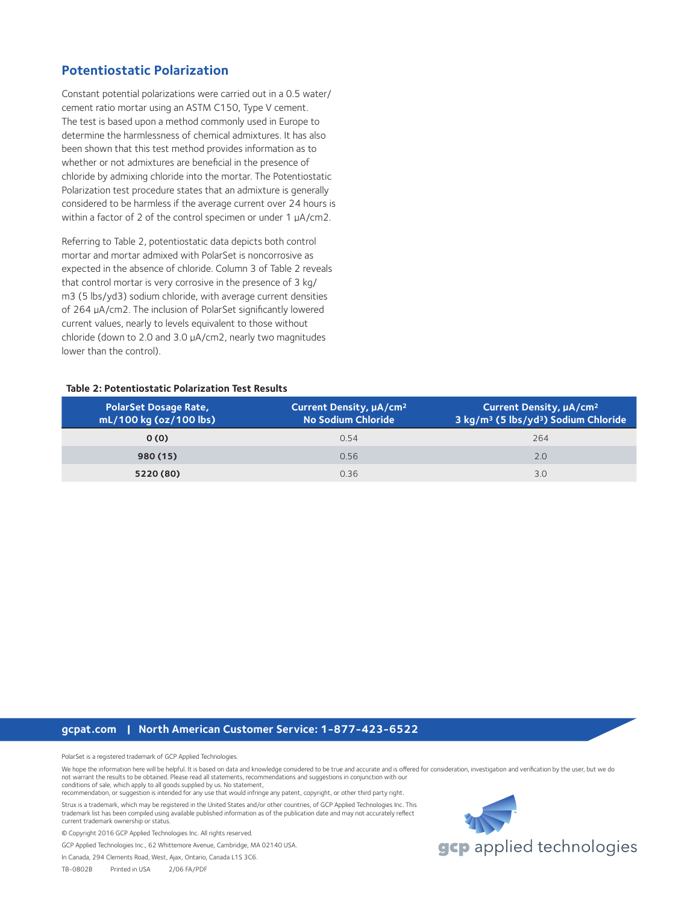## Potentiostatic Polarization

Constant potential polarizations were carried out in a 0.5 water/cement ratio mortar using an ASTM C150, Type V cement. The test is based upon a method commonly used in Europe to determine the harmlessness of chemical admixtures. It has also been shown that this test method provides information as to whether or not admixtures are beneficial in the presence of chloride by admixing chloride into the mortar. The Potentiostatic Polarization test procedure states that an admixture is generally considered to be harmless if the average current over 24 hours is within a factor of 2 of the control specimen or under 1 μA/cm2.

Referring to Table 2, potentiostatic data depicts both control mortar and mortar admixed with PolarSet is noncorrosive as expected in the absence of chloride. Column 3 of Table 2 reveals that control mortar is very corrosive in the presence of 3 kg/m3 (5 lbs/yd3) sodium chloride, with average current densities of 264 μA/cm2. The inclusion of PolarSet significantly lowered current values, nearly to levels equivalent to those without chloride (down to 2.0 and 3.0 μA/cm2, nearly two magnitudes lower than the control).

**Table 2: Potentiostatic Polarization Test Results**

| PolarSet Dosage Rate, mL/100 kg (oz/100 lbs) | Current Density, μA/cm$^2$ No Sodium Chloride | Current Density, μA/cm$^2$ 3 kg/m$^3$ (5 lbs/yd$^3$) Sodium Chloride |
|---|---|---|
| **0 (0)** | 0.54 | 264 |
| **980 (15)** | 0.56 | 2.0 |
| **5220 (80)** | 0.36 | 3.0 |

**gcpat.com | North American Customer Service: 1-877-423-6522**

PolarSet is a registered trademark of GCP Applied Technologies.

We hope the information here will be helpful. It is based on data and knowledge considered to be true and accurate and is offered for consideration, investigation and verification by the user, but we do not warrant the results to be obtained. Please read all statements, recommendations and suggestions in conjunction with our conditions of sale, which apply to all goods supplied by us. No statement, recommendation, or suggestion is intended for any use that would infringe any patent, copyright, or other third party right.

Strux is a trademark, which may be registered in the United States and/or other countries, of GCP Applied Technologies Inc. This trademark list has been compiled using available published information as of the publication date and may not accurately reflect current trademark ownership or status.

© Copyright 2016 GCP Applied Technologies Inc. All rights reserved.

GCP Applied Technologies Inc., 62 Whittemore Avenue, Cambridge, MA 02140 USA.

In Canada, 294 Clements Road, West, Ajax, Ontario, Canada L1S 3C6.

TB-0802B Printed in USA 2/06 FA/PDF

gcp applied technologies